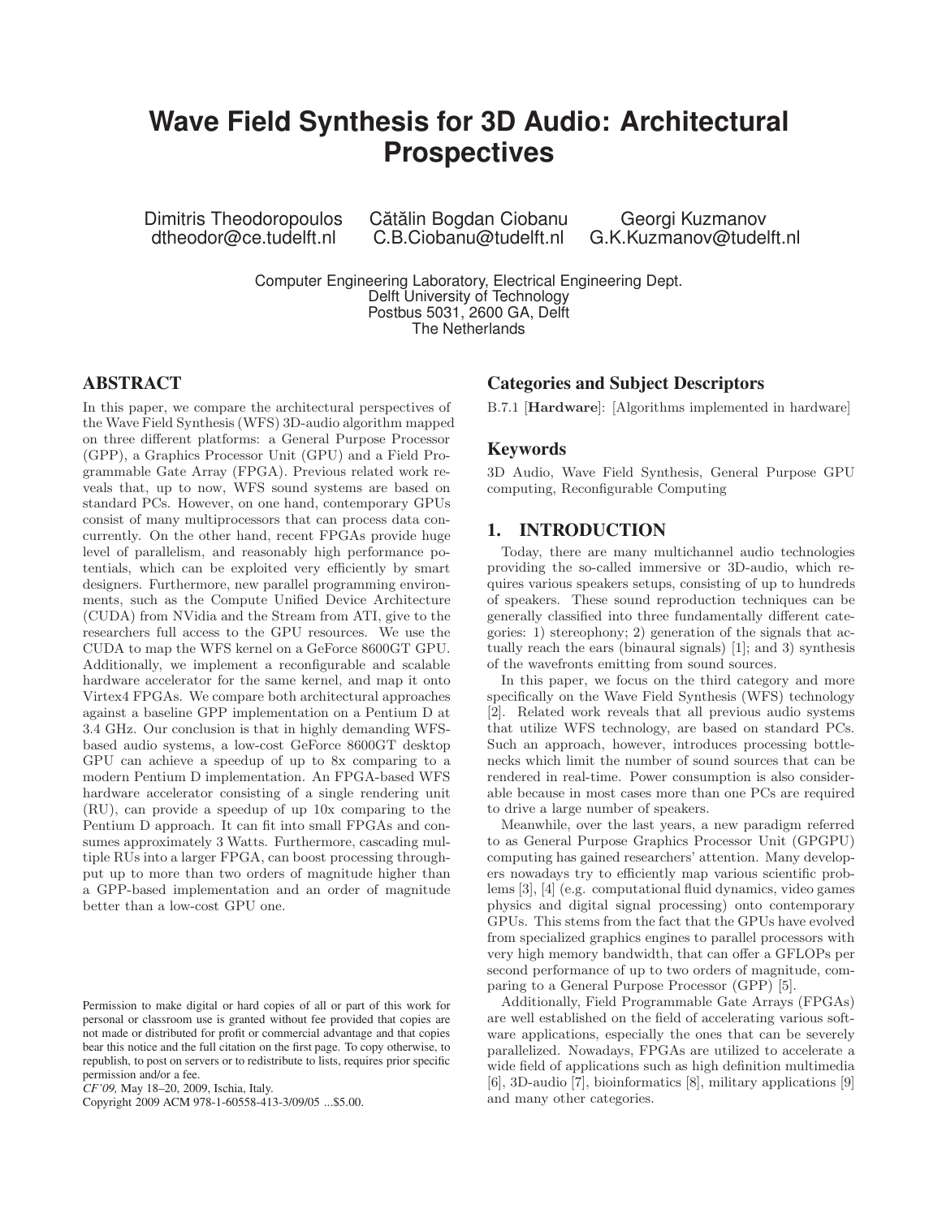# Wave Field Synthesis for 3D Audio: Architectural Prospectives

Dimitris Theodoropoulos
dtheodor@ce.tudelft.nl

Cătălin Bogdan Ciobanu
C.B.Ciobanu@tudelft.nl

Georgi Kuzmanov
G.K.Kuzmanov@tudelft.nl

Computer Engineering Laboratory, Electrical Engineering Dept.
Delft University of Technology
Postbus 5031, 2600 GA, Delft
The Netherlands

## ABSTRACT

In this paper, we compare the architectural perspectives of the Wave Field Synthesis (WFS) 3D-audio algorithm mapped on three different platforms: a General Purpose Processor (GPP), a Graphics Processor Unit (GPU) and a Field Programmable Gate Array (FPGA). Previous related work reveals that, up to now, WFS sound systems are based on standard PCs. However, on one hand, contemporary GPUs consist of many multiprocessors that can process data concurrently. On the other hand, recent FPGAs provide huge level of parallelism, and reasonably high performance potentials, which can be exploited very efficiently by smart designers. Furthermore, new parallel programming environments, such as the Compute Unified Device Architecture (CUDA) from NVidia and the Stream from ATI, give to the researchers full access to the GPU resources. We use the CUDA to map the WFS kernel on a GeForce 8600GT GPU. Additionally, we implement a reconfigurable and scalable hardware accelerator for the same kernel, and map it onto Virtex4 FPGAs. We compare both architectural approaches against a baseline GPP implementation on a Pentium D at 3.4 GHz. Our conclusion is that in highly demanding WFS-based audio systems, a low-cost GeForce 8600GT desktop GPU can achieve a speedup of up to 8x comparing to a modern Pentium D implementation. An FPGA-based WFS hardware accelerator consisting of a single rendering unit (RU), can provide a speedup of up 10x comparing to the Pentium D approach. It can fit into small FPGAs and consumes approximately 3 Watts. Furthermore, cascading multiple RUs into a larger FPGA, can boost processing throughput up to more than two orders of magnitude higher than a GPP-based implementation and an order of magnitude better than a low-cost GPU one.

Permission to make digital or hard copies of all or part of this work for personal or classroom use is granted without fee provided that copies are not made or distributed for profit or commercial advantage and that copies bear this notice and the full citation on the first page. To copy otherwise, to republish, to post on servers or to redistribute to lists, requires prior specific permission and/or a fee.
*CF'09,* May 18–20, 2009, Ischia, Italy.
Copyright 2009 ACM 978-1-60558-413-3/09/05 ...$5.00.

## Categories and Subject Descriptors

B.7.1 [**Hardware**]: [Algorithms implemented in hardware]

## Keywords

3D Audio, Wave Field Synthesis, General Purpose GPU computing, Reconfigurable Computing

## 1. INTRODUCTION

Today, there are many multichannel audio technologies providing the so-called immersive or 3D-audio, which requires various speakers setups, consisting of up to hundreds of speakers. These sound reproduction techniques can be generally classified into three fundamentally different categories: 1) stereophony; 2) generation of the signals that actually reach the ears (binaural signals) [1]; and 3) synthesis of the wavefronts emitting from sound sources.

In this paper, we focus on the third category and more specifically on the Wave Field Synthesis (WFS) technology [2]. Related work reveals that all previous audio systems that utilize WFS technology, are based on standard PCs. Such an approach, however, introduces processing bottlenecks which limit the number of sound sources that can be rendered in real-time. Power consumption is also considerable because in most cases more than one PCs are required to drive a large number of speakers.

Meanwhile, over the last years, a new paradigm referred to as General Purpose Graphics Processor Unit (GPGPU) computing has gained researchers' attention. Many developers nowadays try to efficiently map various scientific problems [3], [4] (e.g. computational fluid dynamics, video games physics and digital signal processing) onto contemporary GPUs. This stems from the fact that the GPUs have evolved from specialized graphics engines to parallel processors with very high memory bandwidth, that can offer a GFLOPs per second performance of up to two orders of magnitude, comparing to a General Purpose Processor (GPP) [5].

Additionally, Field Programmable Gate Arrays (FPGAs) are well established on the field of accelerating various software applications, especially the ones that can be severely parallelized. Nowadays, FPGAs are utilized to accelerate a wide field of applications such as high definition multimedia [6], 3D-audio [7], bioinformatics [8], military applications [9] and many other categories.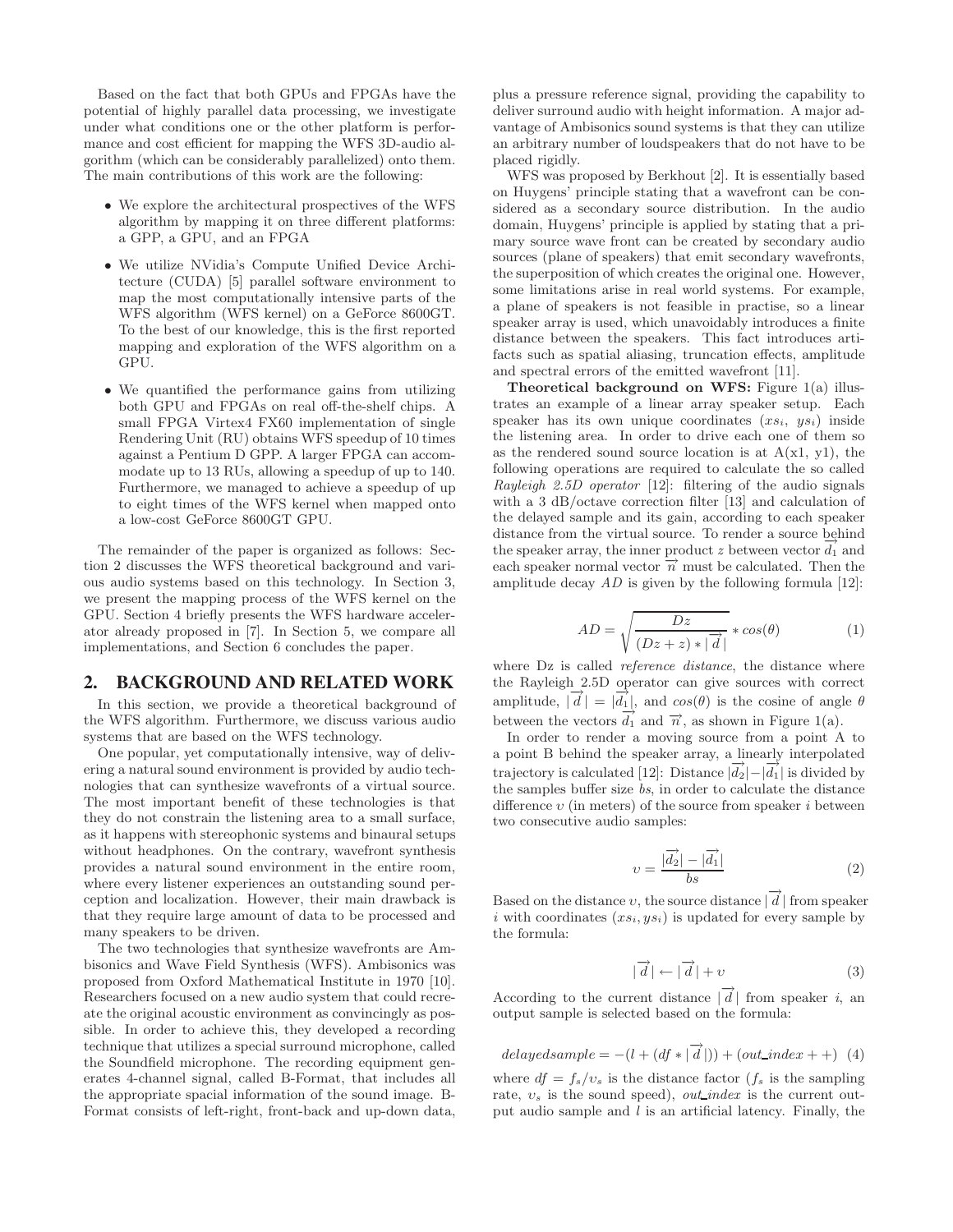Based on the fact that both GPUs and FPGAs have the potential of highly parallel data processing, we investigate under what conditions one or the other platform is performance and cost efficient for mapping the WFS 3D-audio algorithm (which can be considerably parallelized) onto them. The main contributions of this work are the following:

- We explore the architectural prospectives of the WFS algorithm by mapping it on three different platforms: a GPP, a GPU, and an FPGA
- We utilize NVidia's Compute Unified Device Architecture (CUDA) [5] parallel software environment to map the most computationally intensive parts of the WFS algorithm (WFS kernel) on a GeForce 8600GT. To the best of our knowledge, this is the first reported mapping and exploration of the WFS algorithm on a GPU.
- We quantified the performance gains from utilizing both GPU and FPGAs on real off-the-shelf chips. A small FPGA Virtex4 FX60 implementation of single Rendering Unit (RU) obtains WFS speedup of 10 times against a Pentium D GPP. A larger FPGA can accommodate up to 13 RUs, allowing a speedup of up to 140. Furthermore, we managed to achieve a speedup of up to eight times of the WFS kernel when mapped onto a low-cost GeForce 8600GT GPU.

The remainder of the paper is organized as follows: Section 2 discusses the WFS theoretical background and various audio systems based on this technology. In Section 3, we present the mapping process of the WFS kernel on the GPU. Section 4 briefly presents the WFS hardware accelerator already proposed in [7]. In Section 5, we compare all implementations, and Section 6 concludes the paper.

## 2. BACKGROUND AND RELATED WORK

In this section, we provide a theoretical background of the WFS algorithm. Furthermore, we discuss various audio systems that are based on the WFS technology.

One popular, yet computationally intensive, way of delivering a natural sound environment is provided by audio technologies that can synthesize wavefronts of a virtual source. The most important benefit of these technologies is that they do not constrain the listening area to a small surface, as it happens with stereophonic systems and binaural setups without headphones. On the contrary, wavefront synthesis provides a natural sound environment in the entire room, where every listener experiences an outstanding sound perception and localization. However, their main drawback is that they require large amount of data to be processed and many speakers to be driven.

The two technologies that synthesize wavefronts are Ambisonics and Wave Field Synthesis (WFS). Ambisonics was proposed from Oxford Mathematical Institute in 1970 [10]. Researchers focused on a new audio system that could recreate the original acoustic environment as convincingly as possible. In order to achieve this, they developed a recording technique that utilizes a special surround microphone, called the Soundfield microphone. The recording equipment generates 4-channel signal, called B-Format, that includes all the appropriate spacial information of the sound image. B-Format consists of left-right, front-back and up-down data, plus a pressure reference signal, providing the capability to deliver surround audio with height information. A major advantage of Ambisonics sound systems is that they can utilize an arbitrary number of loudspeakers that do not have to be placed rigidly.

WFS was proposed by Berkhout [2]. It is essentially based on Huygens' principle stating that a wavefront can be considered as a secondary source distribution. In the audio domain, Huygens' principle is applied by stating that a primary source wave front can be created by secondary audio sources (plane of speakers) that emit secondary wavefronts, the superposition of which creates the original one. However, some limitations arise in real world systems. For example, a plane of speakers is not feasible in practise, so a linear speaker array is used, which unavoidably introduces a finite distance between the speakers. This fact introduces artifacts such as spatial aliasing, truncation effects, amplitude and spectral errors of the emitted wavefront [11].

**Theoretical background on WFS:** Figure 1(a) illustrates an example of a linear array speaker setup. Each speaker has its own unique coordinates $(xs_i,\ ys_i)$ inside the listening area. In order to drive each one of them so as the rendered sound source location is at A(x1, y1), the following operations are required to calculate the so called *Rayleigh 2.5D operator* [12]: filtering of the audio signals with a 3 dB/octave correction filter [13] and calculation of the delayed sample and its gain, according to each speaker distance from the virtual source. To render a source behind the speaker array, the inner product $z$ between vector $\overrightarrow{d_1}$ and each speaker normal vector $\overrightarrow{n}$ must be calculated. Then the amplitude decay $AD$ is given by the following formula [12]:

$$AD = \sqrt{\frac{Dz}{(Dz + z) * |\overrightarrow{d}\,|}} * cos(\theta) \tag{1}$$

where Dz is called *reference distance*, the distance where the Rayleigh 2.5D operator can give sources with correct amplitude, $|\overrightarrow{d}\,| = |\overrightarrow{d_1}|$, and $cos(\theta)$ is the cosine of angle $\theta$ between the vectors $\overrightarrow{d_1}$ and $\overrightarrow{n}$, as shown in Figure 1(a).

In order to render a moving source from a point A to a point B behind the speaker array, a linearly interpolated trajectory is calculated [12]: Distance $|\overrightarrow{d_2}|-|\overrightarrow{d_1}|$ is divided by the samples buffer size $bs$, in order to calculate the distance difference $\upsilon$ (in meters) of the source from speaker $i$ between two consecutive audio samples:

$$\upsilon = \frac{|\overrightarrow{d_2}| - |\overrightarrow{d_1}|}{bs} \tag{2}$$

Based on the distance $\upsilon$, the source distance $|\overrightarrow{d}\,|$ from speaker $i$ with coordinates $(xs_i, ys_i)$ is updated for every sample by the formula:

$$|\overrightarrow{d}\,| \leftarrow |\overrightarrow{d}\,| + \upsilon \tag{3}$$

According to the current distance $|\overrightarrow{d}\,|$ from speaker $i$, an output sample is selected based on the formula:

$$delayedsample = -(l + (df * |\overrightarrow{d}\,|)) + (out\_index{+}{+}) \tag{4}$$

where $df = f_s/\upsilon_s$ is the distance factor ($f_s$ is the sampling rate, $\upsilon_s$ is the sound speed), *out_index* is the current output audio sample and $l$ is an artificial latency. Finally, the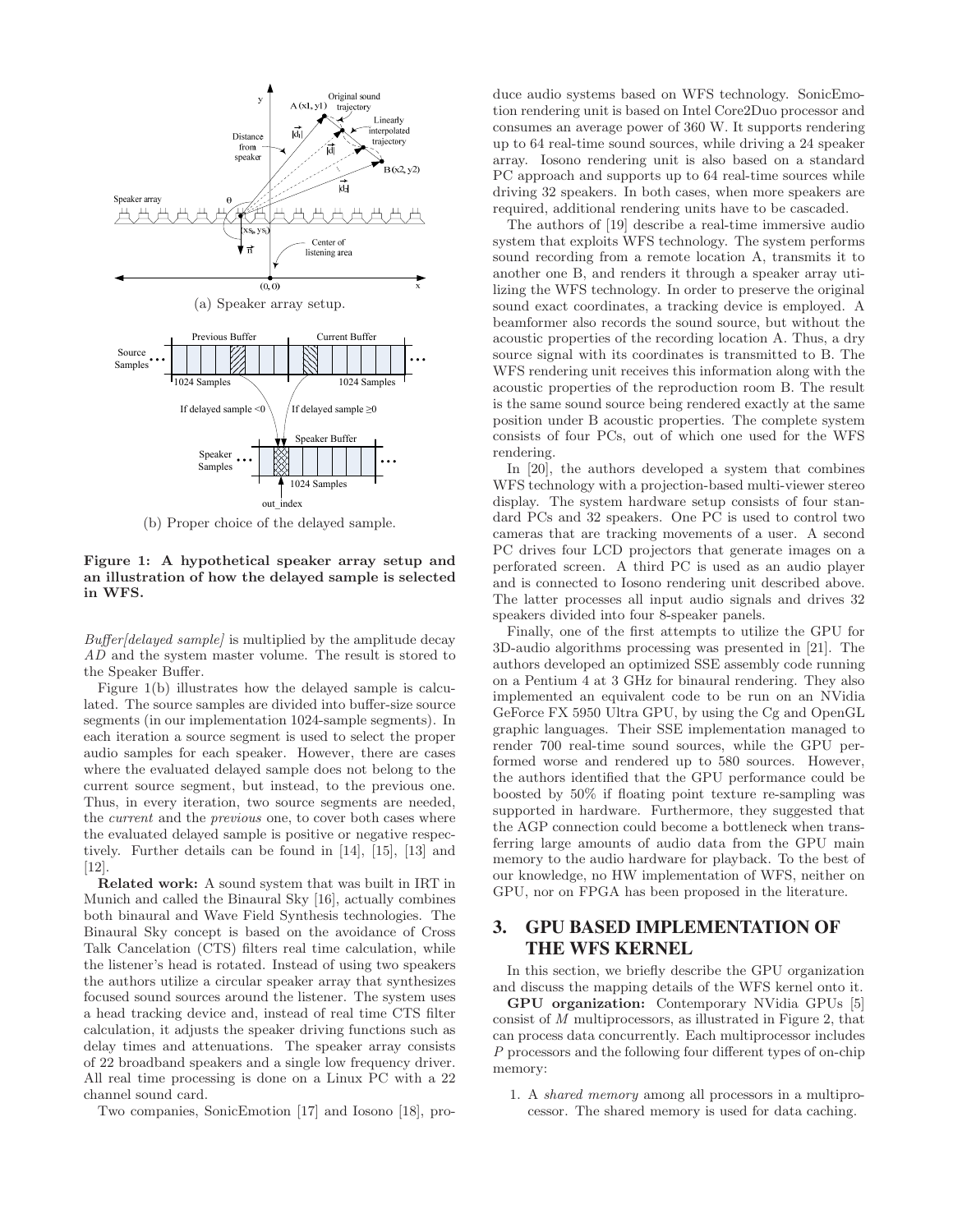(a) Speaker array setup.

(b) Proper choice of the delayed sample.

**Figure 1: A hypothetical speaker array setup and an illustration of how the delayed sample is selected in WFS.**

*Buffer[delayed sample]* is multiplied by the amplitude decay *AD* and the system master volume. The result is stored to the Speaker Buffer.

Figure 1(b) illustrates how the delayed sample is calculated. The source samples are divided into buffer-size source segments (in our implementation 1024-sample segments). In each iteration a source segment is used to select the proper audio samples for each speaker. However, there are cases where the evaluated delayed sample does not belong to the current source segment, but instead, to the previous one. Thus, in every iteration, two source segments are needed, the *current* and the *previous* one, to cover both cases where the evaluated delayed sample is positive or negative respectively. Further details can be found in [14], [15], [13] and [12].

**Related work:** A sound system that was built in IRT in Munich and called the Binaural Sky [16], actually combines both binaural and Wave Field Synthesis technologies. The Binaural Sky concept is based on the avoidance of Cross Talk Cancelation (CTS) filters real time calculation, while the listener's head is rotated. Instead of using two speakers the authors utilize a circular speaker array that synthesizes focused sound sources around the listener. The system uses a head tracking device and, instead of real time CTS filter calculation, it adjusts the speaker driving functions such as delay times and attenuations. The speaker array consists of 22 broadband speakers and a single low frequency driver. All real time processing is done on a Linux PC with a 22 channel sound card.

Two companies, SonicEmotion [17] and Iosono [18], produce audio systems based on WFS technology. SonicEmotion rendering unit is based on Intel Core2Duo processor and consumes an average power of 360 W. It supports rendering up to 64 real-time sound sources, while driving a 24 speaker array. Iosono rendering unit is also based on a standard PC approach and supports up to 64 real-time sources while driving 32 speakers. In both cases, when more speakers are required, additional rendering units have to be cascaded.

The authors of [19] describe a real-time immersive audio system that exploits WFS technology. The system performs sound recording from a remote location A, transmits it to another one B, and renders it through a speaker array utilizing the WFS technology. In order to preserve the original sound exact coordinates, a tracking device is employed. A beamformer also records the sound source, but without the acoustic properties of the recording location A. Thus, a dry source signal with its coordinates is transmitted to B. The WFS rendering unit receives this information along with the acoustic properties of the reproduction room B. The result is the same sound source being rendered exactly at the same position under B acoustic properties. The complete system consists of four PCs, out of which one used for the WFS rendering.

In [20], the authors developed a system that combines WFS technology with a projection-based multi-viewer stereo display. The system hardware setup consists of four standard PCs and 32 speakers. One PC is used to control two cameras that are tracking movements of a user. A second PC drives four LCD projectors that generate images on a perforated screen. A third PC is used as an audio player and is connected to Iosono rendering unit described above. The latter processes all input audio signals and drives 32 speakers divided into four 8-speaker panels.

Finally, one of the first attempts to utilize the GPU for 3D-audio algorithms processing was presented in [21]. The authors developed an optimized SSE assembly code running on a Pentium 4 at 3 GHz for binaural rendering. They also implemented an equivalent code to be run on an NVidia GeForce FX 5950 Ultra GPU, by using the Cg and OpenGL graphic languages. Their SSE implementation managed to render 700 real-time sound sources, while the GPU performed worse and rendered up to 580 sources. However, the authors identified that the GPU performance could be boosted by 50% if floating point texture re-sampling was supported in hardware. Furthermore, they suggested that the AGP connection could become a bottleneck when transferring large amounts of audio data from the GPU main memory to the audio hardware for playback. To the best of our knowledge, no HW implementation of WFS, neither on GPU, nor on FPGA has been proposed in the literature.

## 3. GPU BASED IMPLEMENTATION OF THE WFS KERNEL

In this section, we briefly describe the GPU organization and discuss the mapping details of the WFS kernel onto it.

**GPU organization:** Contemporary NVidia GPUs [5] consist of $M$ multiprocessors, as illustrated in Figure 2, that can process data concurrently. Each multiprocessor includes $P$ processors and the following four different types of on-chip memory:

1. A *shared memory* among all processors in a multiprocessor. The shared memory is used for data caching.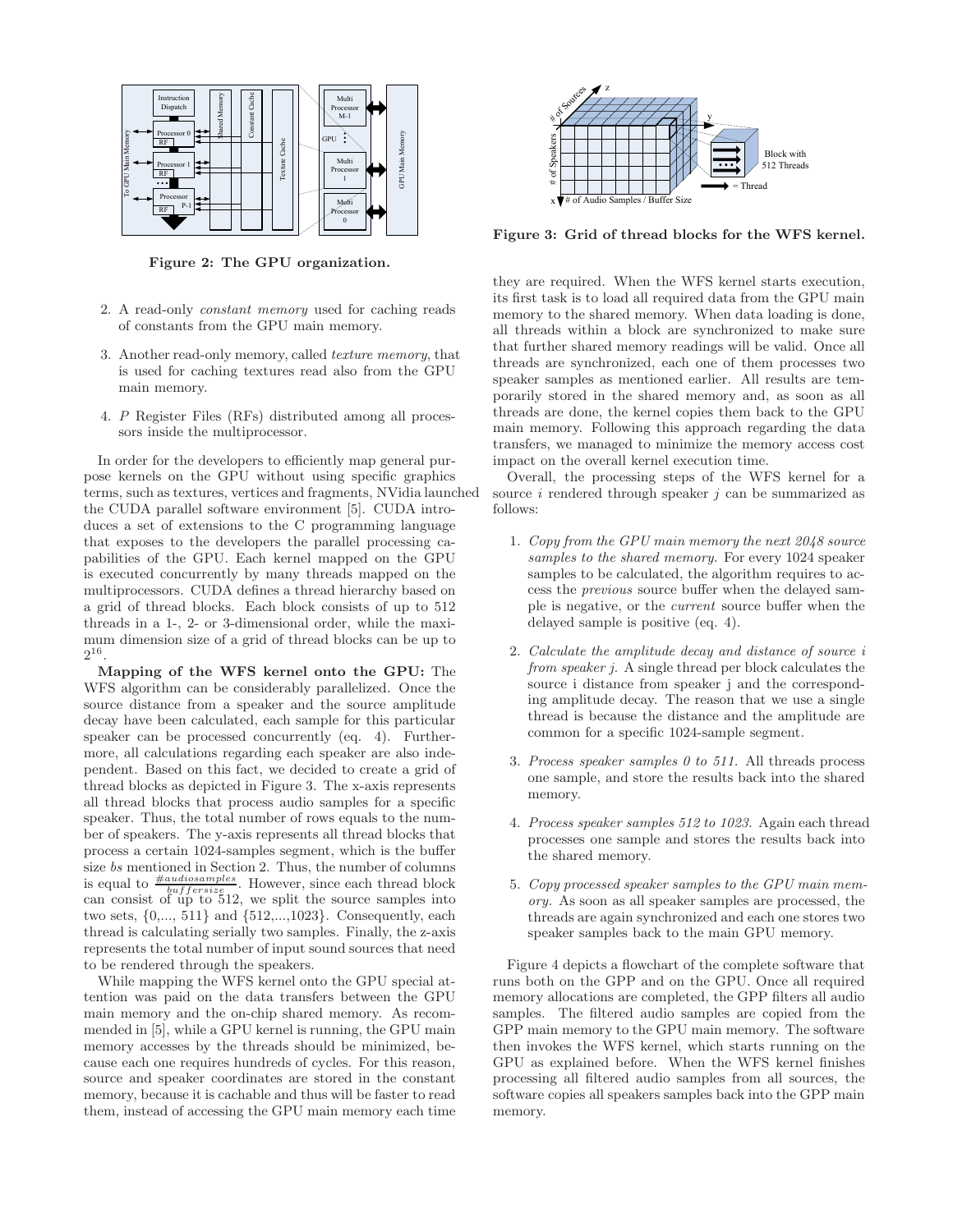Figure 2: The GPU organization.

2. A read-only *constant memory* used for caching reads of constants from the GPU main memory.

3. Another read-only memory, called *texture memory*, that is used for caching textures read also from the GPU main memory.

4. $P$ Register Files (RFs) distributed among all processors inside the multiprocessor.

In order for the developers to efficiently map general purpose kernels on the GPU without using specific graphics terms, such as textures, vertices and fragments, NVidia launched the CUDA parallel software environment [5]. CUDA introduces a set of extensions to the C programming language that exposes to the developers the parallel processing capabilities of the GPU. Each kernel mapped on the GPU is executed concurrently by many threads mapped on the multiprocessors. CUDA defines a thread hierarchy based on a grid of thread blocks. Each block consists of up to 512 threads in a 1-, 2- or 3-dimensional order, while the maximum dimension size of a grid of thread blocks can be up to $2^{16}$.

**Mapping of the WFS kernel onto the GPU:** The WFS algorithm can be considerably parallelized. Once the source distance from a speaker and the source amplitude decay have been calculated, each sample for this particular speaker can be processed concurrently (eq. 4). Furthermore, all calculations regarding each speaker are also independent. Based on this fact, we decided to create a grid of thread blocks as depicted in Figure 3. The x-axis represents all thread blocks that process audio samples for a specific speaker. Thus, the total number of rows equals to the number of speakers. The y-axis represents all thread blocks that process a certain 1024-samples segment, which is the buffer size *bs* mentioned in Section 2. Thus, the number of columns is equal to $\frac{\#audiosamples}{buffersize}$. However, since each thread block can consist of up to 512, we split the source samples into two sets, $\{0,..., 511\}$ and $\{512,...,1023\}$. Consequently, each thread is calculating serially two samples. Finally, the z-axis represents the total number of input sound sources that need to be rendered through the speakers.

While mapping the WFS kernel onto the GPU special attention was paid on the data transfers between the GPU main memory and the on-chip shared memory. As recommended in [5], while a GPU kernel is running, the GPU main memory accesses by the threads should be minimized, because each one requires hundreds of cycles. For this reason, source and speaker coordinates are stored in the constant memory, because it is cachable and thus will be faster to read them, instead of accessing the GPU main memory each time

Figure 3: Grid of thread blocks for the WFS kernel.

they are required. When the WFS kernel starts execution, its first task is to load all required data from the GPU main memory to the shared memory. When data loading is done, all threads within a block are synchronized to make sure that further shared memory readings will be valid. Once all threads are synchronized, each one of them processes two speaker samples as mentioned earlier. All results are temporarily stored in the shared memory and, as soon as all threads are done, the kernel copies them back to the GPU main memory. Following this approach regarding the data transfers, we managed to minimize the memory access cost impact on the overall kernel execution time.

Overall, the processing steps of the WFS kernel for a source $i$ rendered through speaker $j$ can be summarized as follows:

1. *Copy from the GPU main memory the next 2048 source samples to the shared memory.* For every 1024 speaker samples to be calculated, the algorithm requires to access the *previous* source buffer when the delayed sample is negative, or the *current* source buffer when the delayed sample is positive (eq. 4).

2. *Calculate the amplitude decay and distance of source i from speaker j.* A single thread per block calculates the source i distance from speaker j and the corresponding amplitude decay. The reason that we use a single thread is because the distance and the amplitude are common for a specific 1024-sample segment.

3. *Process speaker samples 0 to 511.* All threads process one sample, and store the results back into the shared memory.

4. *Process speaker samples 512 to 1023.* Again each thread processes one sample and stores the results back into the shared memory.

5. *Copy processed speaker samples to the GPU main memory.* As soon as all speaker samples are processed, the threads are again synchronized and each one stores two speaker samples back to the main GPU memory.

Figure 4 depicts a flowchart of the complete software that runs both on the GPP and on the GPU. Once all required memory allocations are completed, the GPP filters all audio samples. The filtered audio samples are copied from the GPP main memory to the GPU main memory. The software then invokes the WFS kernel, which starts running on the GPU as explained before. When the WFS kernel finishes processing all filtered audio samples from all sources, the software copies all speakers samples back into the GPP main memory.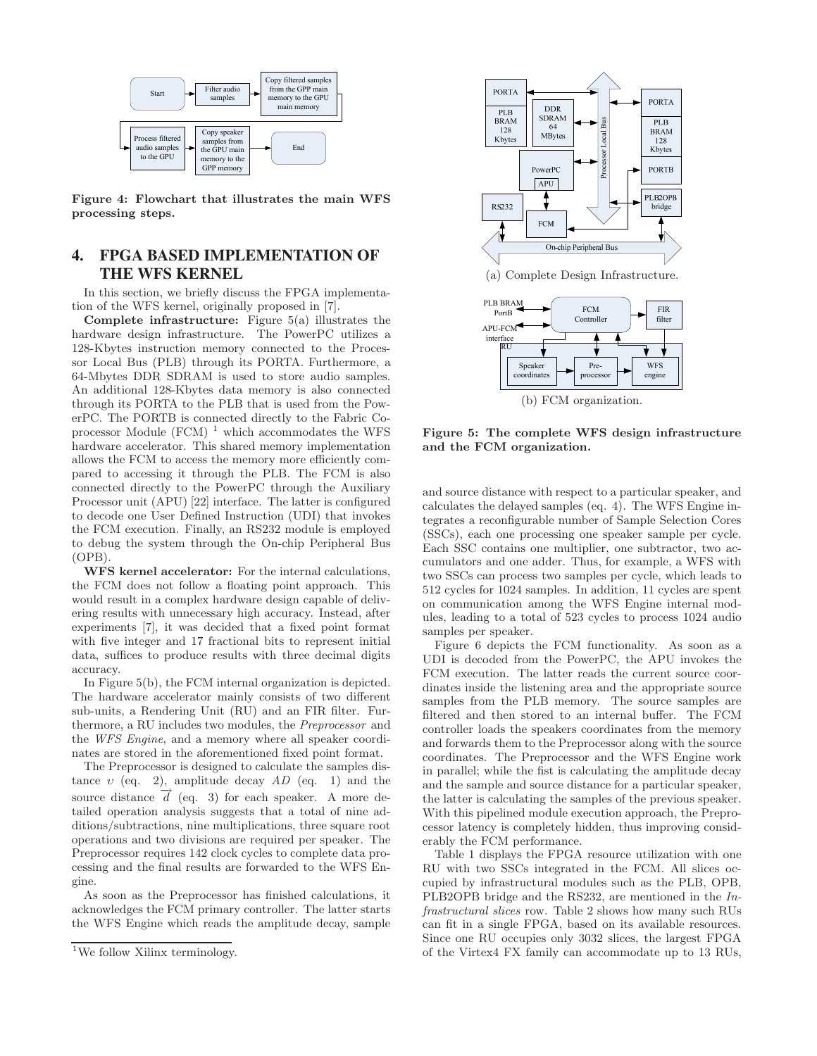Figure 4: Flowchart that illustrates the main WFS processing steps.

## 4. FPGA BASED IMPLEMENTATION OF THE WFS KERNEL

In this section, we briefly discuss the FPGA implementation of the WFS kernel, originally proposed in [7].

**Complete infrastructure:** Figure 5(a) illustrates the hardware design infrastructure. The PowerPC utilizes a 128-Kbytes instruction memory connected to the Processor Local Bus (PLB) through its PORTA. Furthermore, a 64-Mbytes DDR SDRAM is used to store audio samples. An additional 128-Kbytes data memory is also connected through its PORTA to the PLB that is used from the PowerPC. The PORTB is connected directly to the Fabric Coprocessor Module (FCM) [1] which accommodates the WFS hardware accelerator. This shared memory implementation allows the FCM to access the memory more efficiently compared to accessing it through the PLB. The FCM is also connected directly to the PowerPC through the Auxiliary Processor unit (APU) [22] interface. The latter is configured to decode one User Defined Instruction (UDI) that invokes the FCM execution. Finally, an RS232 module is employed to debug the system through the On-chip Peripheral Bus (OPB).

**WFS kernel accelerator:** For the internal calculations, the FCM does not follow a floating point approach. This would result in a complex hardware design capable of delivering results with unnecessary high accuracy. Instead, after experiments [7], it was decided that a fixed point format with five integer and 17 fractional bits to represent initial data, suffices to produce results with three decimal digits accuracy.

In Figure 5(b), the FCM internal organization is depicted. The hardware accelerator mainly consists of two different sub-units, a Rendering Unit (RU) and an FIR filter. Furthermore, a RU includes two modules, the *Preprocessor* and the *WFS Engine*, and a memory where all speaker coordinates are stored in the aforementioned fixed point format.

The Preprocessor is designed to calculate the samples distance $\upsilon$ (eq. 2), amplitude decay $AD$ (eq. 1) and the source distance $\overrightarrow{d}$ (eq. 3) for each speaker. A more detailed operation analysis suggests that a total of nine additions/subtractions, nine multiplications, three square root operations and two divisions are required per speaker. The Preprocessor requires 142 clock cycles to complete data processing and the final results are forwarded to the WFS Engine.

As soon as the Preprocessor has finished calculations, it acknowledges the FCM primary controller. The latter starts the WFS Engine which reads the amplitude decay, sample and source distance with respect to a particular speaker, and calculates the delayed samples (eq. 4). The WFS Engine integrates a reconfigurable number of Sample Selection Cores (SSCs), each one processing one speaker sample per cycle. Each SSC contains one multiplier, one subtractor, two accumulators and one adder. Thus, for example, a WFS with two SSCs can process two samples per cycle, which leads to 512 cycles for 1024 samples. In addition, 11 cycles are spent on communication among the WFS Engine internal modules, leading to a total of 523 cycles to process 1024 audio samples per speaker.

Figure 6 depicts the FCM functionality. As soon as a UDI is decoded from the PowerPC, the APU invokes the FCM execution. The latter reads the current source coordinates inside the listening area and the appropriate source samples from the PLB memory. The source samples are filtered and then stored to an internal buffer. The FCM controller loads the speakers coordinates from the memory and forwards them to the Preprocessor along with the source coordinates. The Preprocessor and the WFS Engine work in parallel; while the fist is calculating the amplitude decay and the sample and source distance for a particular speaker, the latter is calculating the samples of the previous speaker. With this pipelined module execution approach, the Preprocessor latency is completely hidden, thus improving considerably the FCM performance.

Table 1 displays the FPGA resource utilization with one RU with two SSCs integrated in the FCM. All slices occupied by infrastructural modules such as the PLB, OPB, PLB2OPB bridge and the RS232, are mentioned in the *Infrastructural slices* row. Table 2 shows how many such RUs can fit in a single FPGA, based on its available resources. Since one RU occupies only 3032 slices, the largest FPGA of the Virtex4 FX family can accommodate up to 13 RUs,

(a) Complete Design Infrastructure.

(b) FCM organization.

Figure 5: The complete WFS design infrastructure and the FCM organization.

[1] We follow Xilinx terminology.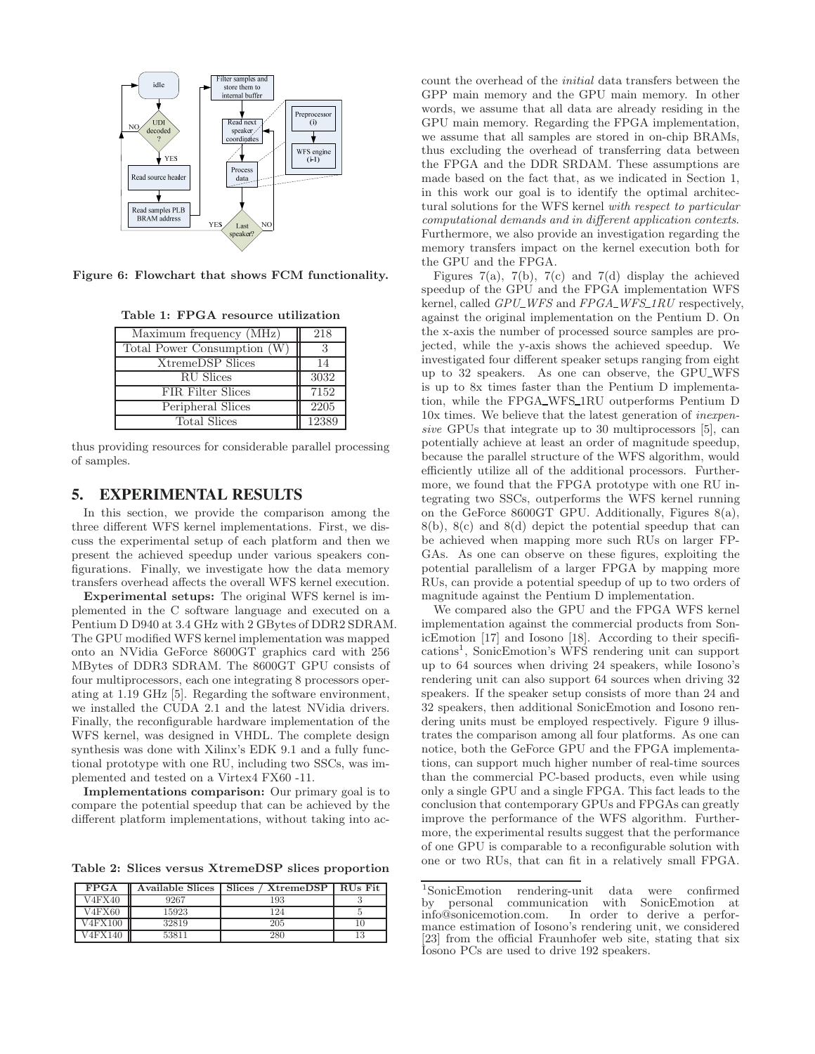Figure 6: Flowchart that shows FCM functionality.

**Table 1: FPGA resource utilization**

| | |
|---|---|
| Maximum frequency (MHz) | 218 |
| Total Power Consumption (W) | 3 |
| XtremeDSP Slices | 14 |
| RU Slices | 3032 |
| FIR Filter Slices | 7152 |
| Peripheral Slices | 2205 |
| Total Slices | 12389 |

thus providing resources for considerable parallel processing of samples.

## 5. EXPERIMENTAL RESULTS

In this section, we provide the comparison among the three different WFS kernel implementations. First, we discuss the experimental setup of each platform and then we present the achieved speedup under various speakers configurations. Finally, we investigate how the data memory transfers overhead affects the overall WFS kernel execution.

**Experimental setups:** The original WFS kernel is implemented in the C software language and executed on a Pentium D D940 at 3.4 GHz with 2 GBytes of DDR2 SDRAM. The GPU modified WFS kernel implementation was mapped onto an NVidia GeForce 8600GT graphics card with 256 MBytes of DDR3 SDRAM. The 8600GT GPU consists of four multiprocessors, each one integrating 8 processors operating at 1.19 GHz [5]. Regarding the software environment, we installed the CUDA 2.1 and the latest NVidia drivers. Finally, the reconfigurable hardware implementation of the WFS kernel, was designed in VHDL. The complete design synthesis was done with Xilinx's EDK 9.1 and a fully functional prototype with one RU, including two SSCs, was implemented and tested on a Virtex4 FX60 -11.

**Implementations comparison:** Our primary goal is to compare the potential speedup that can be achieved by the different platform implementations, without taking into account the overhead of the *initial* data transfers between the GPP main memory and the GPU main memory. In other words, we assume that all data are already residing in the GPU main memory. Regarding the FPGA implementation, we assume that all samples are stored in on-chip BRAMs, thus excluding the overhead of transferring data between the FPGA and the DDR SRDAM. These assumptions are made based on the fact that, as we indicated in Section 1, in this work our goal is to identify the optimal architectural solutions for the WFS kernel *with respect to particular computational demands and in different application contexts*. Furthermore, we also provide an investigation regarding the memory transfers impact on the kernel execution both for the GPU and the FPGA.

Figures 7(a), 7(b), 7(c) and 7(d) display the achieved speedup of the GPU and the FPGA implementation WFS kernel, called *GPU_WFS* and *FPGA_WFS_1RU* respectively, against the original implementation on the Pentium D. On the x-axis the number of processed source samples are projected, while the y-axis shows the achieved speedup. We investigated four different speaker setups ranging from eight up to 32 speakers. As one can observe, the GPU_WFS is up to 8x times faster than the Pentium D implementation, while the FPGA_WFS_1RU outperforms Pentium D 10x times. We believe that the latest generation of *inexpensive* GPUs that integrate up to 30 multiprocessors [5], can potentially achieve at least an order of magnitude speedup, because the parallel structure of the WFS algorithm, would efficiently utilize all of the additional processors. Furthermore, we found that the FPGA prototype with one RU integrating two SSCs, outperforms the WFS kernel running on the GeForce 8600GT GPU. Additionally, Figures 8(a), 8(b), 8(c) and 8(d) depict the potential speedup that can be achieved when mapping more such RUs on larger FPGAs. As one can observe on these figures, exploiting the potential parallelism of a larger FPGA by mapping more RUs, can provide a potential speedup of up to two orders of magnitude against the Pentium D implementation.

We compared also the GPU and the FPGA WFS kernel implementation against the commercial products from SonicEmotion [17] and Iosono [18]. According to their specifications[1], SonicEmotion's WFS rendering unit can support up to 64 sources when driving 24 speakers, while Iosono's rendering unit can also support 64 sources when driving 32 speakers. If the speaker setup consists of more than 24 and 32 speakers, then additional SonicEmotion and Iosono rendering units must be employed respectively. Figure 9 illustrates the comparison among all four platforms. As one can notice, both the GeForce GPU and the FPGA implementations, can support much higher number of real-time sources than the commercial PC-based products, even while using only a single GPU and a single FPGA. This fact leads to the conclusion that contemporary GPUs and FPGAs can greatly improve the performance of the WFS algorithm. Furthermore, the experimental results suggest that the performance of one GPU is comparable to a reconfigurable solution with one or two RUs, that can fit in a relatively small FPGA.

**Table 2: Slices versus XtremeDSP slices proportion**

| FPGA | Available Slices | Slices / XtremeDSP | RUs Fit |
|---|---|---|---|
| V4FX40 | 9267 | 193 | 3 |
| V4FX60 | 15923 | 124 | 5 |
| V4FX100 | 32819 | 205 | 10 |
| V4FX140 | 53811 | 280 | 13 |

[1] SonicEmotion rendering-unit data were confirmed by personal communication with SonicEmotion at info@sonicemotion.com. In order to derive a performance estimation of Iosono's rendering unit, we considered [23] from the official Fraunhofer web site, stating that six Iosono PCs are used to drive 192 speakers.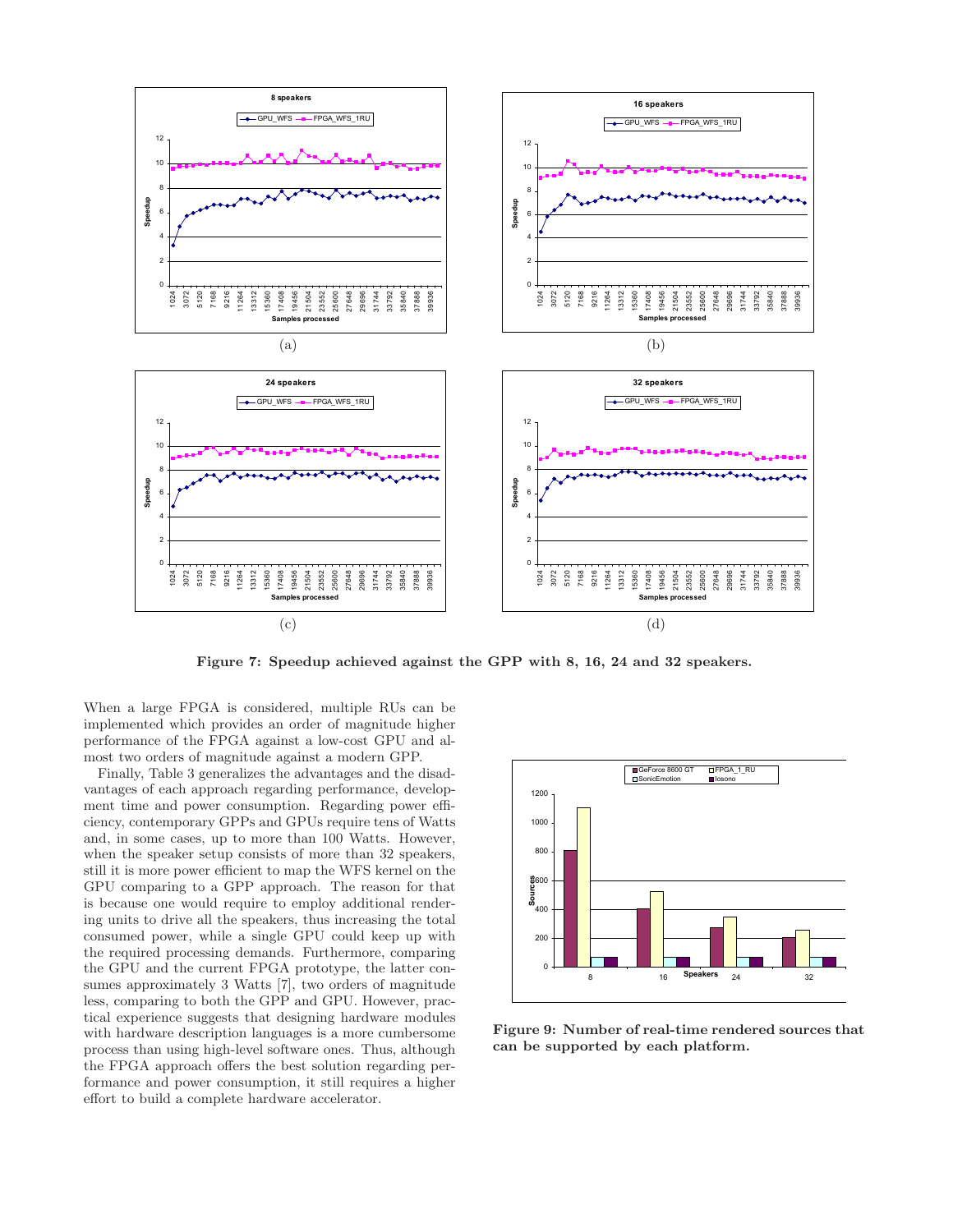Figure 7: Speedup achieved against the GPP with 8, 16, 24 and 32 speakers.

When a large FPGA is considered, multiple RUs can be implemented which provides an order of magnitude higher performance of the FPGA against a low-cost GPU and almost two orders of magnitude against a modern GPP.

Finally, Table 3 generalizes the advantages and the disadvantages of each approach regarding performance, development time and power consumption. Regarding power efficiency, contemporary GPPs and GPUs require tens of Watts and, in some cases, up to more than 100 Watts. However, when the speaker setup consists of more than 32 speakers, still it is more power efficient to map the WFS kernel on the GPU comparing to a GPP approach. The reason for that is because one would require to employ additional rendering units to drive all the speakers, thus increasing the total consumed power, while a single GPU could keep up with the required processing demands. Furthermore, comparing the GPU and the current FPGA prototype, the latter consumes approximately 3 Watts [7], two orders of magnitude less, comparing to both the GPP and GPU. However, practical experience suggests that designing hardware modules with hardware description languages is a more cumbersome process than using high-level software ones. Thus, although the FPGA approach offers the best solution regarding performance and power consumption, it still requires a higher effort to build a complete hardware accelerator.

Figure 9: Number of real-time rendered sources that can be supported by each platform.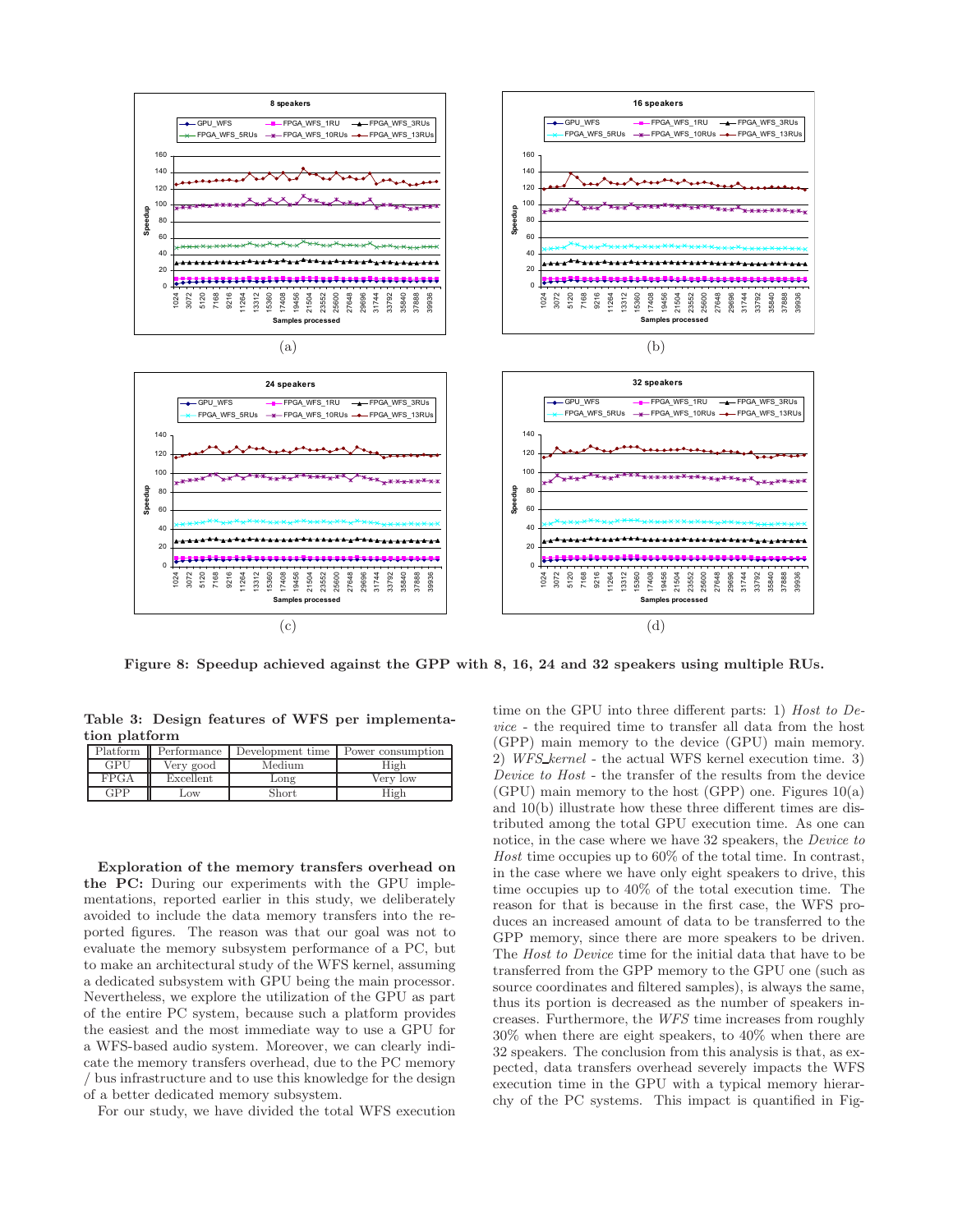(a) (b) (c) (d)

**Figure 8: Speedup achieved against the GPP with 8, 16, 24 and 32 speakers using multiple RUs.**

**Table 3: Design features of WFS per implementation platform**

| Platform | Performance | Development time | Power consumption |
|---|---|---|---|
| GPU | Very good | Medium | High |
| FPGA | Excellent | Long | Very low |
| GPP | Low | Short | High |

**Exploration of the memory transfers overhead on the PC:** During our experiments with the GPU implementations, reported earlier in this study, we deliberately avoided to include the data memory transfers into the reported figures. The reason was that our goal was not to evaluate the memory subsystem performance of a PC, but to make an architectural study of the WFS kernel, assuming a dedicated subsystem with GPU being the main processor. Nevertheless, we explore the utilization of the GPU as part of the entire PC system, because such a platform provides the easiest and the most immediate way to use a GPU for a WFS-based audio system. Moreover, we can clearly indicate the memory transfers overhead, due to the PC memory / bus infrastructure and to use this knowledge for the design of a better dedicated memory subsystem.

For our study, we have divided the total WFS execution time on the GPU into three different parts: 1) *Host to Device* - the required time to transfer all data from the host (GPP) main memory to the device (GPU) main memory. 2) *WFS_kernel* - the actual WFS kernel execution time. 3) *Device to Host* - the transfer of the results from the device (GPU) main memory to the host (GPP) one. Figures 10(a) and 10(b) illustrate how these three different times are distributed among the total GPU execution time. As one can notice, in the case where we have 32 speakers, the *Device to Host* time occupies up to 60% of the total time. In contrast, in the case where we have only eight speakers to drive, this time occupies up to 40% of the total execution time. The reason for that is because in the first case, the WFS produces an increased amount of data to be transferred to the GPP memory, since there are more speakers to be driven. The *Host to Device* time for the initial data that have to be transferred from the GPP memory to the GPU one (such as source coordinates and filtered samples), is always the same, thus its portion is decreased as the number of speakers increases. Furthermore, the *WFS* time increases from roughly 30% when there are eight speakers, to 40% when there are 32 speakers. The conclusion from this analysis is that, as expected, data transfers overhead severely impacts the WFS execution time in the GPU with a typical memory hierarchy of the PC systems. This impact is quantified in Fig-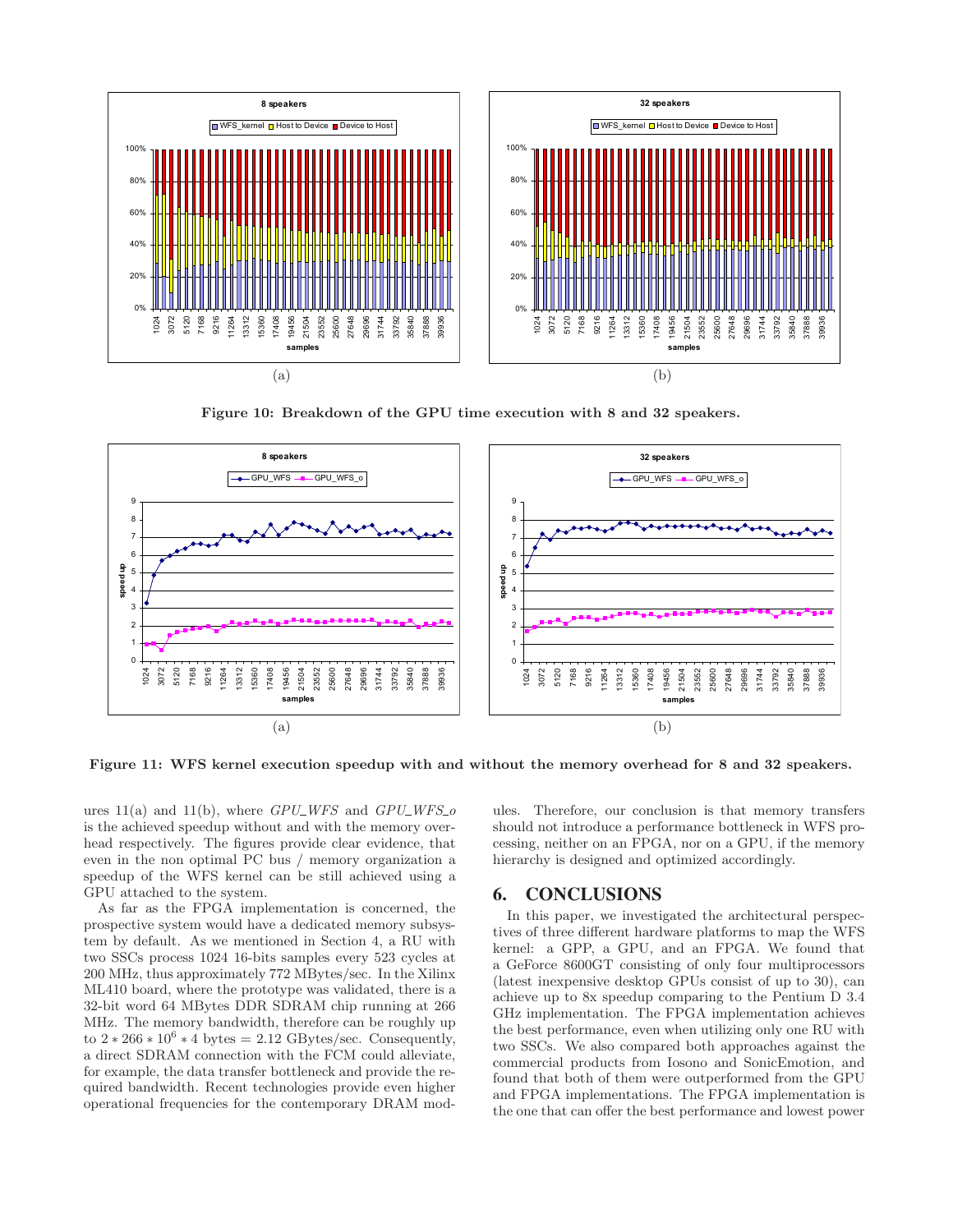Figure 10: Breakdown of the GPU time execution with 8 and 32 speakers.

Figure 11: WFS kernel execution speedup with and without the memory overhead for 8 and 32 speakers.

ures 11(a) and 11(b), where *GPU_WFS* and *GPU_WFS_o* is the achieved speedup without and with the memory overhead respectively. The figures provide clear evidence, that even in the non optimal PC bus / memory organization a speedup of the WFS kernel can be still achieved using a GPU attached to the system.

As far as the FPGA implementation is concerned, the prospective system would have a dedicated memory subsystem by default. As we mentioned in Section 4, a RU with two SSCs process 1024 16-bits samples every 523 cycles at 200 MHz, thus approximately 772 MBytes/sec. In the Xilinx ML410 board, where the prototype was validated, there is a 32-bit word 64 MBytes DDR SDRAM chip running at 266 MHz. The memory bandwidth, therefore can be roughly up to $2 * 266 * 10^6 * 4$ bytes = 2.12 GBytes/sec. Consequently, a direct SDRAM connection with the FCM could alleviate, for example, the data transfer bottleneck and provide the required bandwidth. Recent technologies provide even higher operational frequencies for the contemporary DRAM modules. Therefore, our conclusion is that memory transfers should not introduce a performance bottleneck in WFS processing, neither on an FPGA, nor on a GPU, if the memory hierarchy is designed and optimized accordingly.

## 6. CONCLUSIONS

In this paper, we investigated the architectural perspectives of three different hardware platforms to map the WFS kernel: a GPP, a GPU, and an FPGA. We found that a GeForce 8600GT consisting of only four multiprocessors (latest inexpensive desktop GPUs consist of up to 30), can achieve up to 8x speedup comparing to the Pentium D 3.4 GHz implementation. The FPGA implementation achieves the best performance, even when utilizing only one RU with two SSCs. We also compared both approaches against the commercial products from Iosono and SonicEmotion, and found that both of them were outperformed from the GPU and FPGA implementations. The FPGA implementation is the one that can offer the best performance and lowest power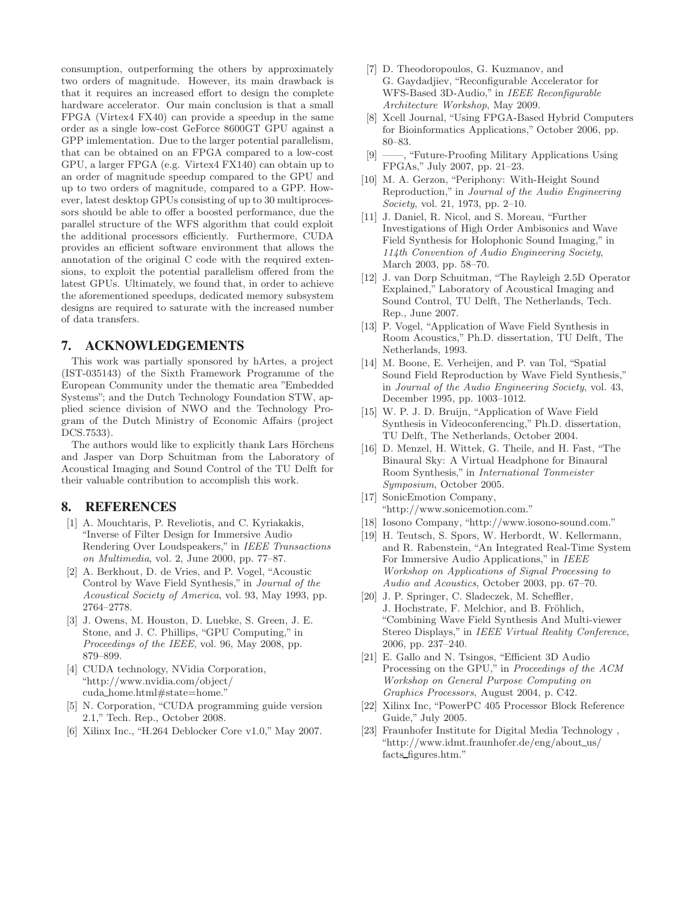consumption, outperforming the others by approximately two orders of magnitude. However, its main drawback is that it requires an increased effort to design the complete hardware accelerator. Our main conclusion is that a small FPGA (Virtex4 FX40) can provide a speedup in the same order as a single low-cost GeForce 8600GT GPU against a GPP imlementation. Due to the larger potential parallelism, that can be obtained on an FPGA compared to a low-cost GPU, a larger FPGA (e.g. Virtex4 FX140) can obtain up to an order of magnitude speedup compared to the GPU and up to two orders of magnitude, compared to a GPP. However, latest desktop GPUs consisting of up to 30 multiprocessors should be able to offer a boosted performance, due the parallel structure of the WFS algorithm that could exploit the additional processors efficiently. Furthermore, CUDA provides an efficient software environment that allows the annotation of the original C code with the required extensions, to exploit the potential parallelism offered from the latest GPUs. Ultimately, we found that, in order to achieve the aforementioned speedups, dedicated memory subsystem designs are required to saturate with the increased number of data transfers.

## 7. ACKNOWLEDGEMENTS

This work was partially sponsored by hArtes, a project (IST-035143) of the Sixth Framework Programme of the European Community under the thematic area "Embedded Systems"; and the Dutch Technology Foundation STW, applied science division of NWO and the Technology Program of the Dutch Ministry of Economic Affairs (project DCS.7533).

The authors would like to explicitly thank Lars Hörchens and Jasper van Dorp Schuitman from the Laboratory of Acoustical Imaging and Sound Control of the TU Delft for their valuable contribution to accomplish this work.

## 8. REFERENCES

[1] A. Mouchtaris, P. Reveliotis, and C. Kyriakakis, "Inverse of Filter Design for Immersive Audio Rendering Over Loudspeakers," in *IEEE Transactions on Multimedia*, vol. 2, June 2000, pp. 77–87.

[2] A. Berkhout, D. de Vries, and P. Vogel, "Acoustic Control by Wave Field Synthesis," in *Journal of the Acoustical Society of America*, vol. 93, May 1993, pp. 2764–2778.

[3] J. Owens, M. Houston, D. Luebke, S. Green, J. E. Stone, and J. C. Phillips, "GPU Computing," in *Proceedings of the IEEE*, vol. 96, May 2008, pp. 879–899.

[4] CUDA technology, NVidia Corporation, "http://www.nvidia.com/object/cuda_home.html#state=home."

[5] N. Corporation, "CUDA programming guide version 2.1," Tech. Rep., October 2008.

[6] Xilinx Inc., "H.264 Deblocker Core v1.0," May 2007.

[7] D. Theodoropoulos, G. Kuzmanov, and G. Gaydadjiev, "Reconfigurable Accelerator for WFS-Based 3D-Audio," in *IEEE Reconfigurable Architecture Workshop*, May 2009.

[8] Xcell Journal, "Using FPGA-Based Hybrid Computers for Bioinformatics Applications," October 2006, pp. 80–83.

[9] ——, "Future-Proofing Military Applications Using FPGAs," July 2007, pp. 21–23.

[10] M. A. Gerzon, "Periphony: With-Height Sound Reproduction," in *Journal of the Audio Engineering Society*, vol. 21, 1973, pp. 2–10.

[11] J. Daniel, R. Nicol, and S. Moreau, "Further Investigations of High Order Ambisonics and Wave Field Synthesis for Holophonic Sound Imaging," in *114th Convention of Audio Engineering Society*, March 2003, pp. 58–70.

[12] J. van Dorp Schuitman, "The Rayleigh 2.5D Operator Explained," Laboratory of Acoustical Imaging and Sound Control, TU Delft, The Netherlands, Tech. Rep., June 2007.

[13] P. Vogel, "Application of Wave Field Synthesis in Room Acoustics," Ph.D. dissertation, TU Delft, The Netherlands, 1993.

[14] M. Boone, E. Verheijen, and P. van Tol, "Spatial Sound Field Reproduction by Wave Field Synthesis," in *Journal of the Audio Engineering Society*, vol. 43, December 1995, pp. 1003–1012.

[15] W. P. J. D. Bruijn, "Application of Wave Field Synthesis in Videoconferencing," Ph.D. dissertation, TU Delft, The Netherlands, October 2004.

[16] D. Menzel, H. Wittek, G. Theile, and H. Fast, "The Binaural Sky: A Virtual Headphone for Binaural Room Synthesis," in *International Tonmeister Symposium*, October 2005.

[17] SonicEmotion Company, "http://www.sonicemotion.com."

[18] Iosono Company, "http://www.iosono-sound.com."

[19] H. Teutsch, S. Spors, W. Herbordt, W. Kellermann, and R. Rabenstein, "An Integrated Real-Time System For Immersive Audio Applications," in *IEEE Workshop on Applications of Signal Processing to Audio and Acoustics*, October 2003, pp. 67–70.

[20] J. P. Springer, C. Sladeczek, M. Scheffler, J. Hochstrate, F. Melchior, and B. Fröhlich, "Combining Wave Field Synthesis And Multi-viewer Stereo Displays," in *IEEE Virtual Reality Conference*, 2006, pp. 237–240.

[21] E. Gallo and N. Tsingos, "Efficient 3D Audio Processing on the GPU," in *Proceedings of the ACM Workshop on General Purpose Computing on Graphics Processors*, August 2004, p. C42.

[22] Xilinx Inc, "PowerPC 405 Processor Block Reference Guide," July 2005.

[23] Fraunhofer Institute for Digital Media Technology , "http://www.idmt.fraunhofer.de/eng/about_us/facts_figures.htm."